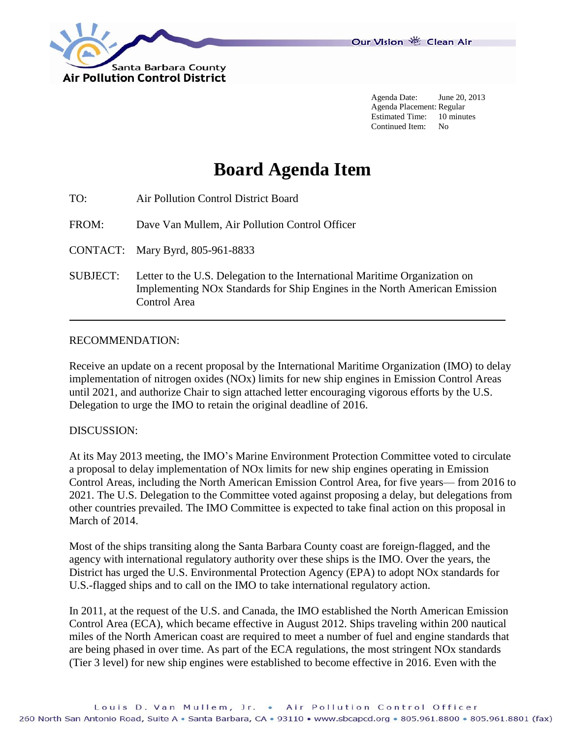Santa Barbara County
Air Pollution Control District

Our Vision Clean Air

Agenda Date: June 20, 2013
Agenda Placement: Regular
Estimated Time: 10 minutes
Continued Item: No

# Board Agenda Item

TO: Air Pollution Control District Board

FROM: Dave Van Mullem, Air Pollution Control Officer

CONTACT: Mary Byrd, 805-961-8833

SUBJECT: Letter to the U.S. Delegation to the International Maritime Organization on Implementing NOx Standards for Ship Engines in the North American Emission Control Area

---

RECOMMENDATION:

Receive an update on a recent proposal by the International Maritime Organization (IMO) to delay implementation of nitrogen oxides (NOx) limits for new ship engines in Emission Control Areas until 2021, and authorize Chair to sign attached letter encouraging vigorous efforts by the U.S. Delegation to urge the IMO to retain the original deadline of 2016.

DISCUSSION:

At its May 2013 meeting, the IMO's Marine Environment Protection Committee voted to circulate a proposal to delay implementation of NOx limits for new ship engines operating in Emission Control Areas, including the North American Emission Control Area, for five years— from 2016 to 2021. The U.S. Delegation to the Committee voted against proposing a delay, but delegations from other countries prevailed. The IMO Committee is expected to take final action on this proposal in March of 2014.

Most of the ships transiting along the Santa Barbara County coast are foreign-flagged, and the agency with international regulatory authority over these ships is the IMO. Over the years, the District has urged the U.S. Environmental Protection Agency (EPA) to adopt NOx standards for U.S.-flagged ships and to call on the IMO to take international regulatory action.

In 2011, at the request of the U.S. and Canada, the IMO established the North American Emission Control Area (ECA), which became effective in August 2012. Ships traveling within 200 nautical miles of the North American coast are required to meet a number of fuel and engine standards that are being phased in over time. As part of the ECA regulations, the most stringent NOx standards (Tier 3 level) for new ship engines were established to become effective in 2016. Even with the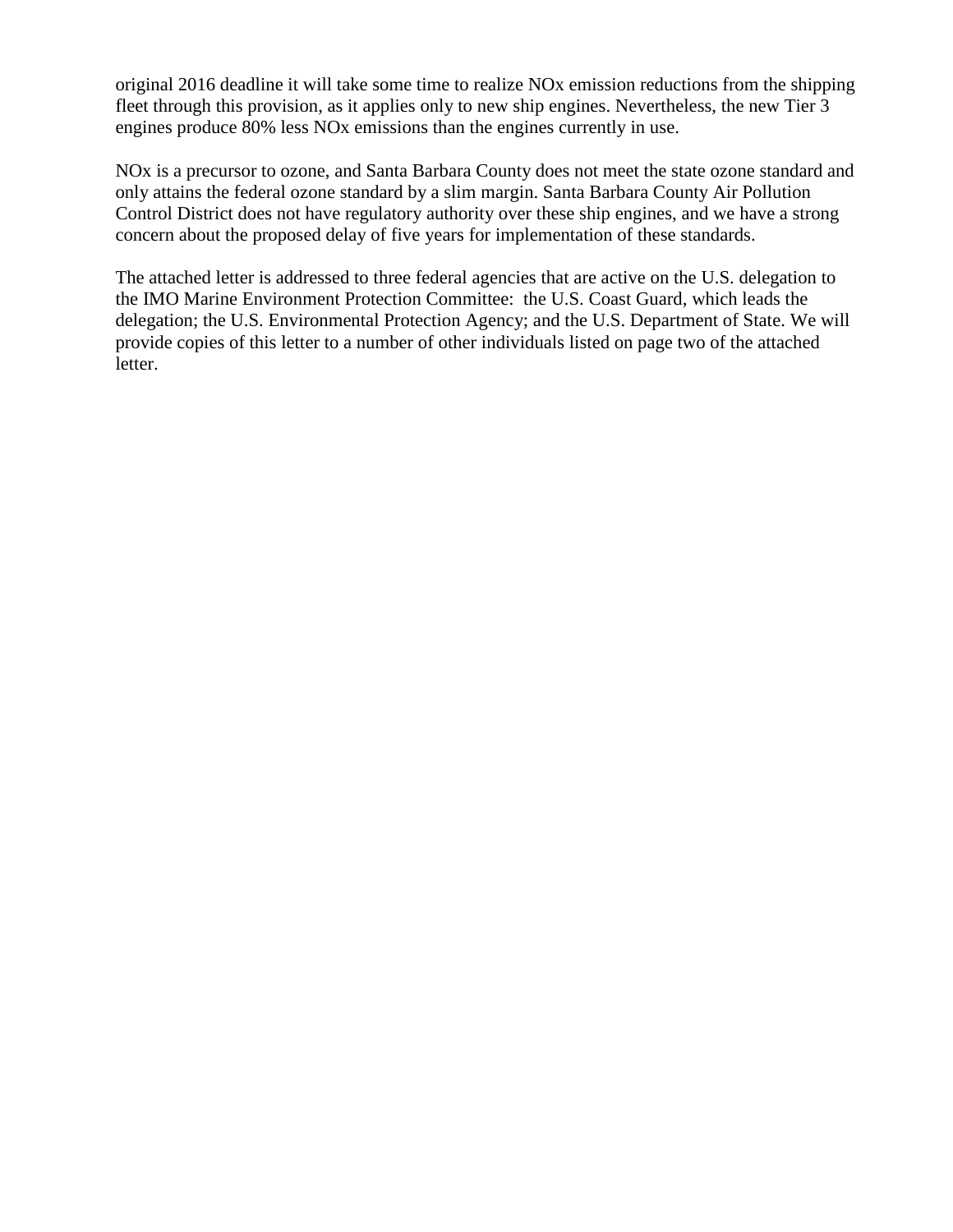original 2016 deadline it will take some time to realize NOx emission reductions from the shipping fleet through this provision, as it applies only to new ship engines. Nevertheless, the new Tier 3 engines produce 80% less NOx emissions than the engines currently in use.

NOx is a precursor to ozone, and Santa Barbara County does not meet the state ozone standard and only attains the federal ozone standard by a slim margin. Santa Barbara County Air Pollution Control District does not have regulatory authority over these ship engines, and we have a strong concern about the proposed delay of five years for implementation of these standards.

The attached letter is addressed to three federal agencies that are active on the U.S. delegation to the IMO Marine Environment Protection Committee: the U.S. Coast Guard, which leads the delegation; the U.S. Environmental Protection Agency; and the U.S. Department of State. We will provide copies of this letter to a number of other individuals listed on page two of the attached letter.